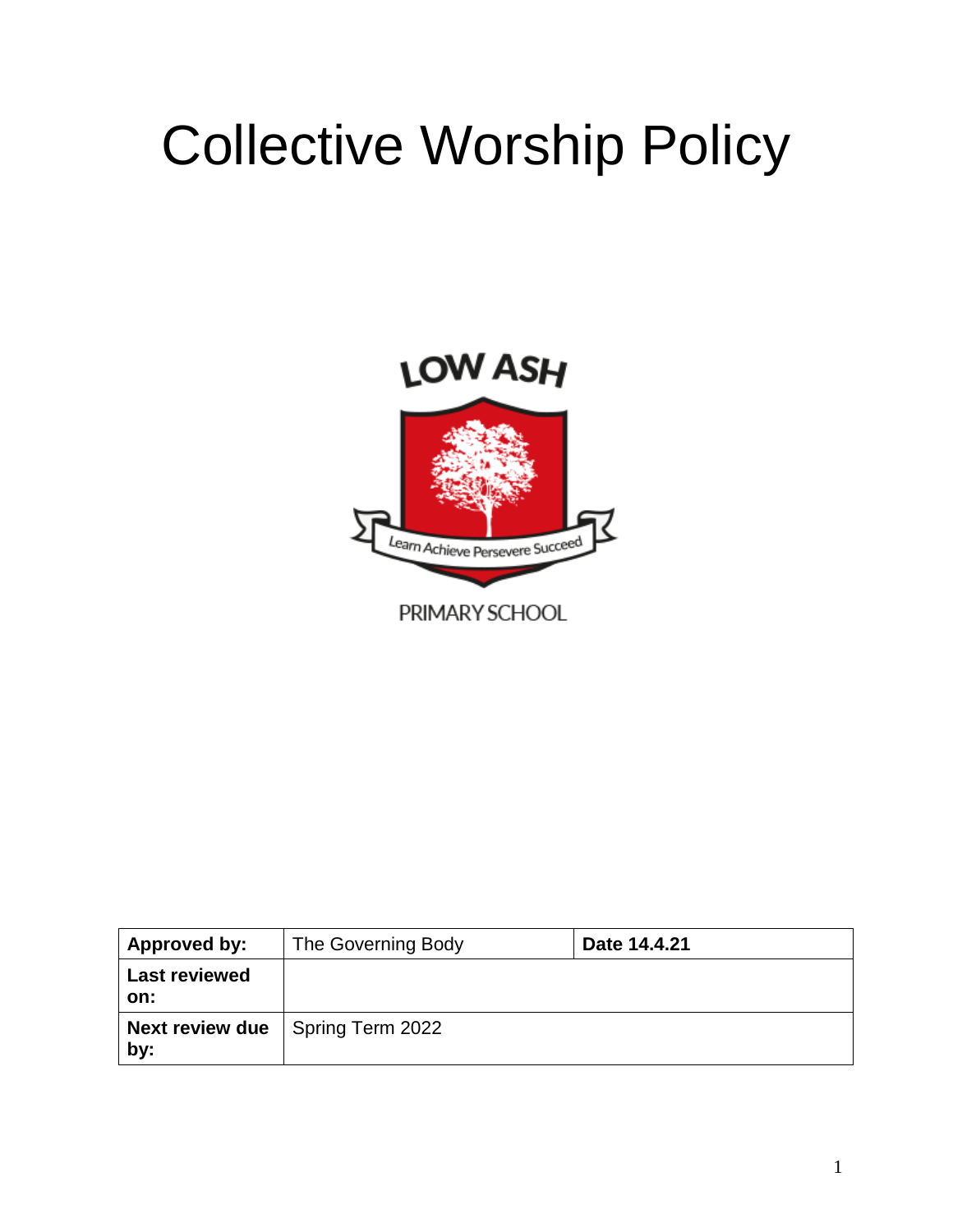# Collective Worship Policy

LOW ASH

Learn Achieve Persevere Succeed

PRIMARY SCHOOL

| Approved by: | The Governing Body | Date 14.4.21 |
|---|---|---|
| Last reviewed on: | | |
| Next review due by: | Spring Term 2022 | |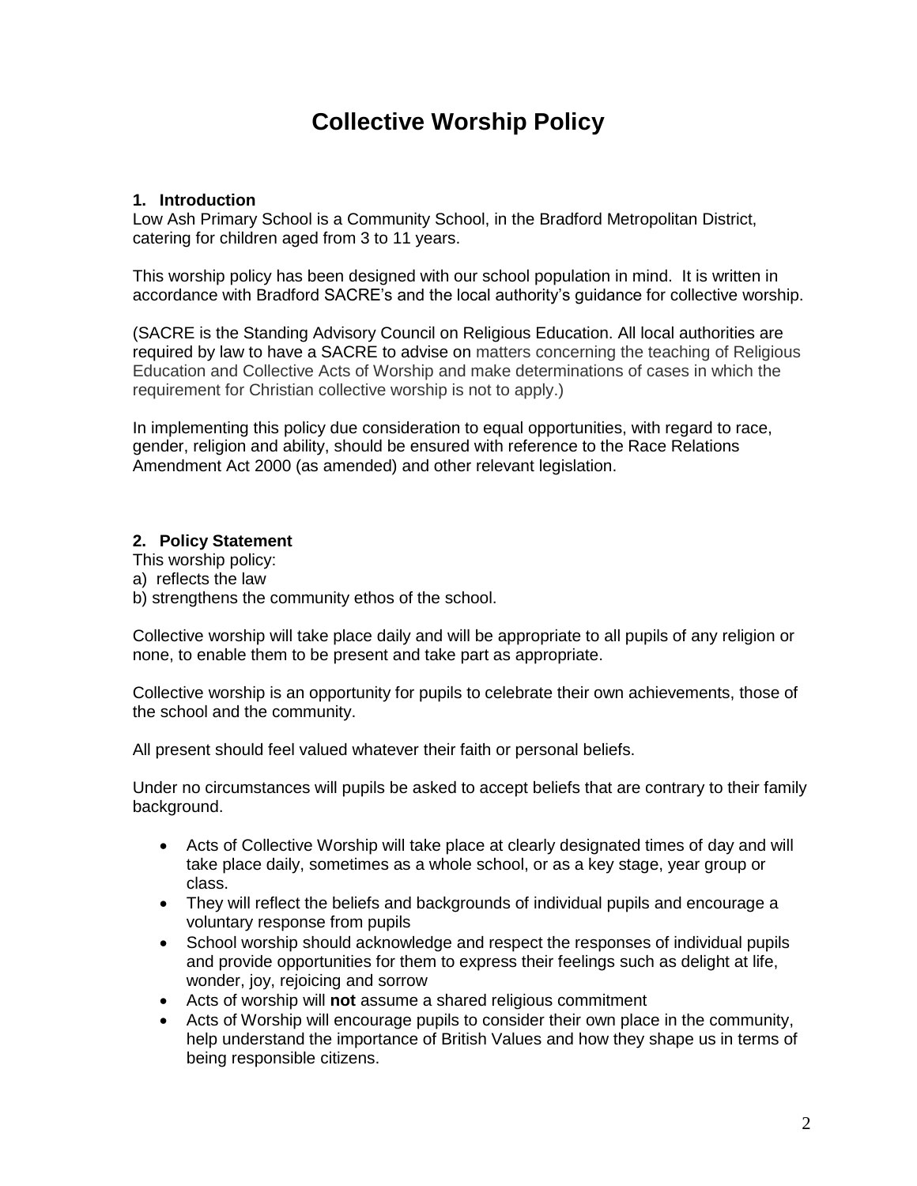# Collective Worship Policy

## 1. Introduction

Low Ash Primary School is a Community School, in the Bradford Metropolitan District, catering for children aged from 3 to 11 years.

This worship policy has been designed with our school population in mind. It is written in accordance with Bradford SACRE's and the local authority's guidance for collective worship.

(SACRE is the Standing Advisory Council on Religious Education. All local authorities are required by law to have a SACRE to advise on matters concerning the teaching of Religious Education and Collective Acts of Worship and make determinations of cases in which the requirement for Christian collective worship is not to apply.)

In implementing this policy due consideration to equal opportunities, with regard to race, gender, religion and ability, should be ensured with reference to the Race Relations Amendment Act 2000 (as amended) and other relevant legislation.

## 2. Policy Statement

This worship policy:

a) reflects the law

b) strengthens the community ethos of the school.

Collective worship will take place daily and will be appropriate to all pupils of any religion or none, to enable them to be present and take part as appropriate.

Collective worship is an opportunity for pupils to celebrate their own achievements, those of the school and the community.

All present should feel valued whatever their faith or personal beliefs.

Under no circumstances will pupils be asked to accept beliefs that are contrary to their family background.

- Acts of Collective Worship will take place at clearly designated times of day and will take place daily, sometimes as a whole school, or as a key stage, year group or class.
- They will reflect the beliefs and backgrounds of individual pupils and encourage a voluntary response from pupils
- School worship should acknowledge and respect the responses of individual pupils and provide opportunities for them to express their feelings such as delight at life, wonder, joy, rejoicing and sorrow
- Acts of worship will **not** assume a shared religious commitment
- Acts of Worship will encourage pupils to consider their own place in the community, help understand the importance of British Values and how they shape us in terms of being responsible citizens.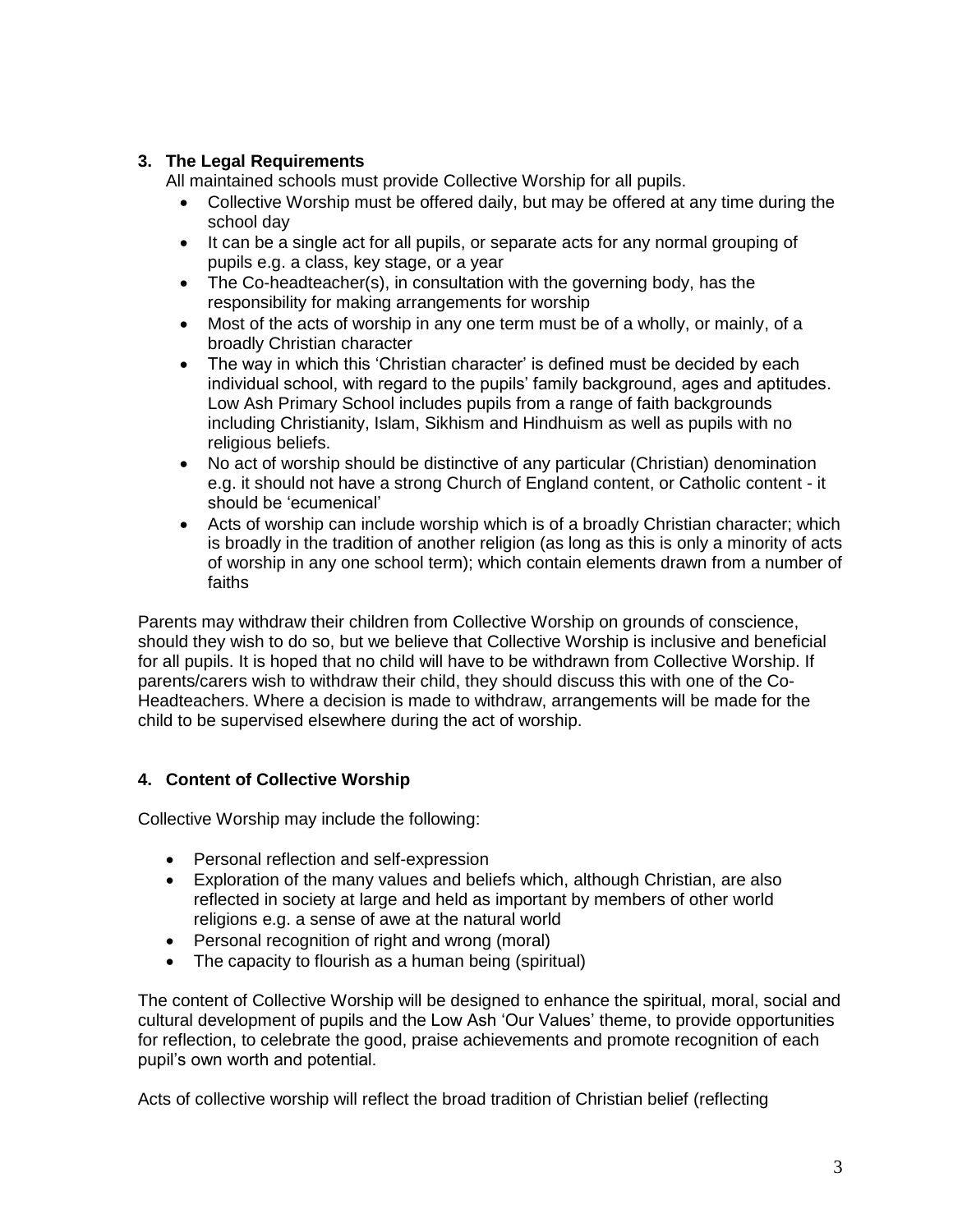### 3. The Legal Requirements

All maintained schools must provide Collective Worship for all pupils.

- Collective Worship must be offered daily, but may be offered at any time during the school day
- It can be a single act for all pupils, or separate acts for any normal grouping of pupils e.g. a class, key stage, or a year
- The Co-headteacher(s), in consultation with the governing body, has the responsibility for making arrangements for worship
- Most of the acts of worship in any one term must be of a wholly, or mainly, of a broadly Christian character
- The way in which this 'Christian character' is defined must be decided by each individual school, with regard to the pupils' family background, ages and aptitudes. Low Ash Primary School includes pupils from a range of faith backgrounds including Christianity, Islam, Sikhism and Hindhuism as well as pupils with no religious beliefs.
- No act of worship should be distinctive of any particular (Christian) denomination e.g. it should not have a strong Church of England content, or Catholic content - it should be 'ecumenical'
- Acts of worship can include worship which is of a broadly Christian character; which is broadly in the tradition of another religion (as long as this is only a minority of acts of worship in any one school term); which contain elements drawn from a number of faiths

Parents may withdraw their children from Collective Worship on grounds of conscience, should they wish to do so, but we believe that Collective Worship is inclusive and beneficial for all pupils. It is hoped that no child will have to be withdrawn from Collective Worship. If parents/carers wish to withdraw their child, they should discuss this with one of the Co-Headteachers. Where a decision is made to withdraw, arrangements will be made for the child to be supervised elsewhere during the act of worship.

### 4. Content of Collective Worship

Collective Worship may include the following:

- Personal reflection and self-expression
- Exploration of the many values and beliefs which, although Christian, are also reflected in society at large and held as important by members of other world religions e.g. a sense of awe at the natural world
- Personal recognition of right and wrong (moral)
- The capacity to flourish as a human being (spiritual)

The content of Collective Worship will be designed to enhance the spiritual, moral, social and cultural development of pupils and the Low Ash 'Our Values' theme, to provide opportunities for reflection, to celebrate the good, praise achievements and promote recognition of each pupil's own worth and potential.

Acts of collective worship will reflect the broad tradition of Christian belief (reflecting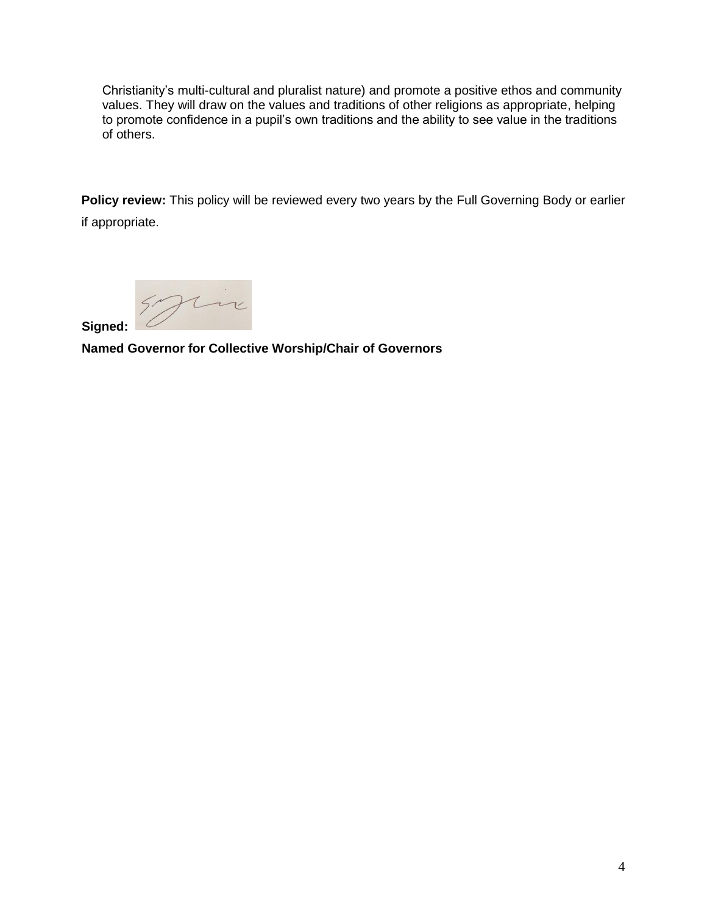Christianity's multi-cultural and pluralist nature) and promote a positive ethos and community values. They will draw on the values and traditions of other religions as appropriate, helping to promote confidence in a pupil's own traditions and the ability to see value in the traditions of others.

**Policy review:** This policy will be reviewed every two years by the Full Governing Body or earlier if appropriate.

**Signed:**

**Named Governor for Collective Worship/Chair of Governors**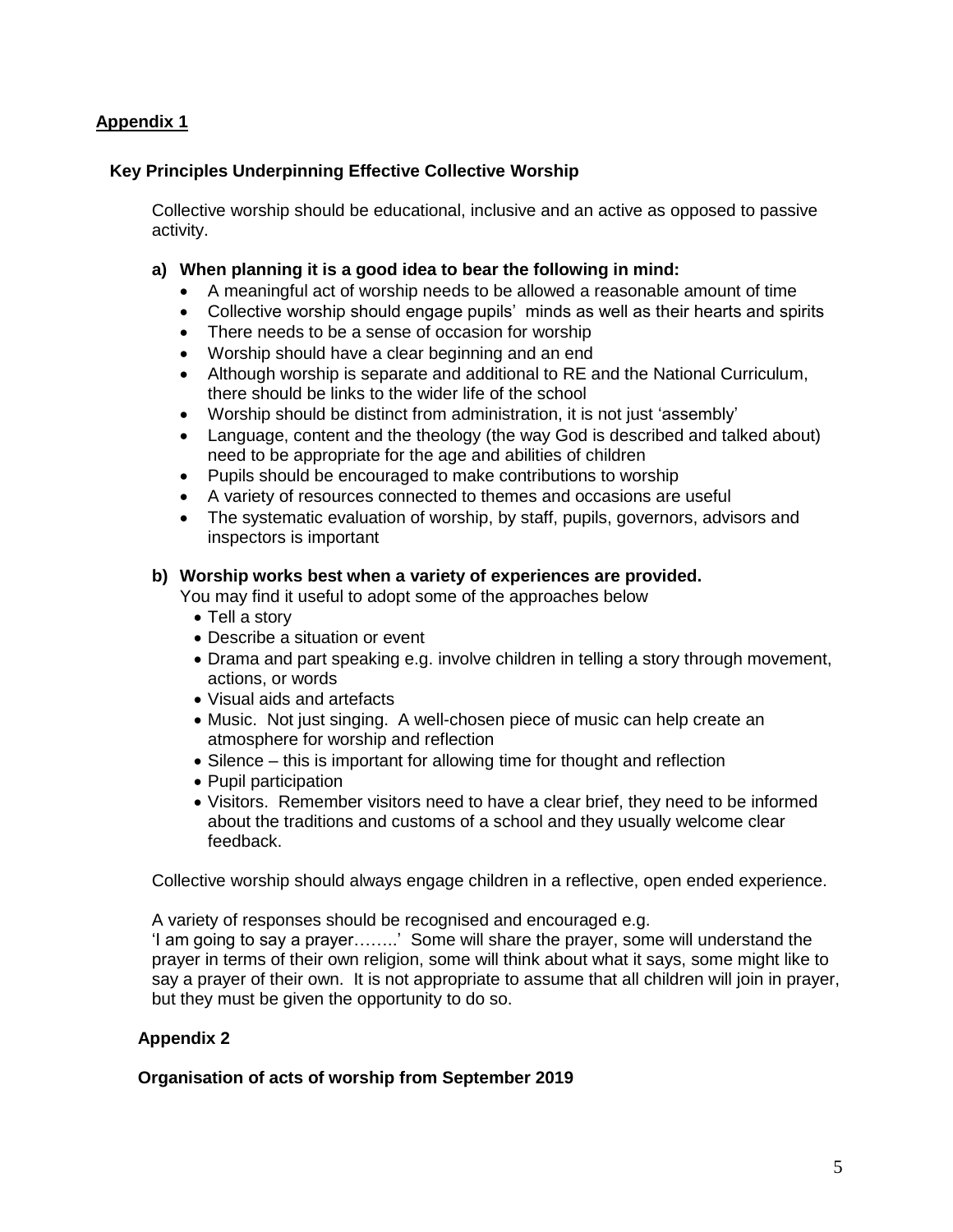## Appendix 1

### Key Principles Underpinning Effective Collective Worship

Collective worship should be educational, inclusive and an active as opposed to passive activity.

**a) When planning it is a good idea to bear the following in mind:**

- A meaningful act of worship needs to be allowed a reasonable amount of time
- Collective worship should engage pupils' minds as well as their hearts and spirits
- There needs to be a sense of occasion for worship
- Worship should have a clear beginning and an end
- Although worship is separate and additional to RE and the National Curriculum, there should be links to the wider life of the school
- Worship should be distinct from administration, it is not just 'assembly'
- Language, content and the theology (the way God is described and talked about) need to be appropriate for the age and abilities of children
- Pupils should be encouraged to make contributions to worship
- A variety of resources connected to themes and occasions are useful
- The systematic evaluation of worship, by staff, pupils, governors, advisors and inspectors is important

**b) Worship works best when a variety of experiences are provided.**

You may find it useful to adopt some of the approaches below

- Tell a story
- Describe a situation or event
- Drama and part speaking e.g. involve children in telling a story through movement, actions, or words
- Visual aids and artefacts
- Music. Not just singing. A well-chosen piece of music can help create an atmosphere for worship and reflection
- Silence – this is important for allowing time for thought and reflection
- Pupil participation
- Visitors. Remember visitors need to have a clear brief, they need to be informed about the traditions and customs of a school and they usually welcome clear feedback.

Collective worship should always engage children in a reflective, open ended experience.

A variety of responses should be recognised and encouraged e.g.
'I am going to say a prayer……..' Some will share the prayer, some will understand the prayer in terms of their own religion, some will think about what it says, some might like to say a prayer of their own. It is not appropriate to assume that all children will join in prayer, but they must be given the opportunity to do so.

## Appendix 2

### Organisation of acts of worship from September 2019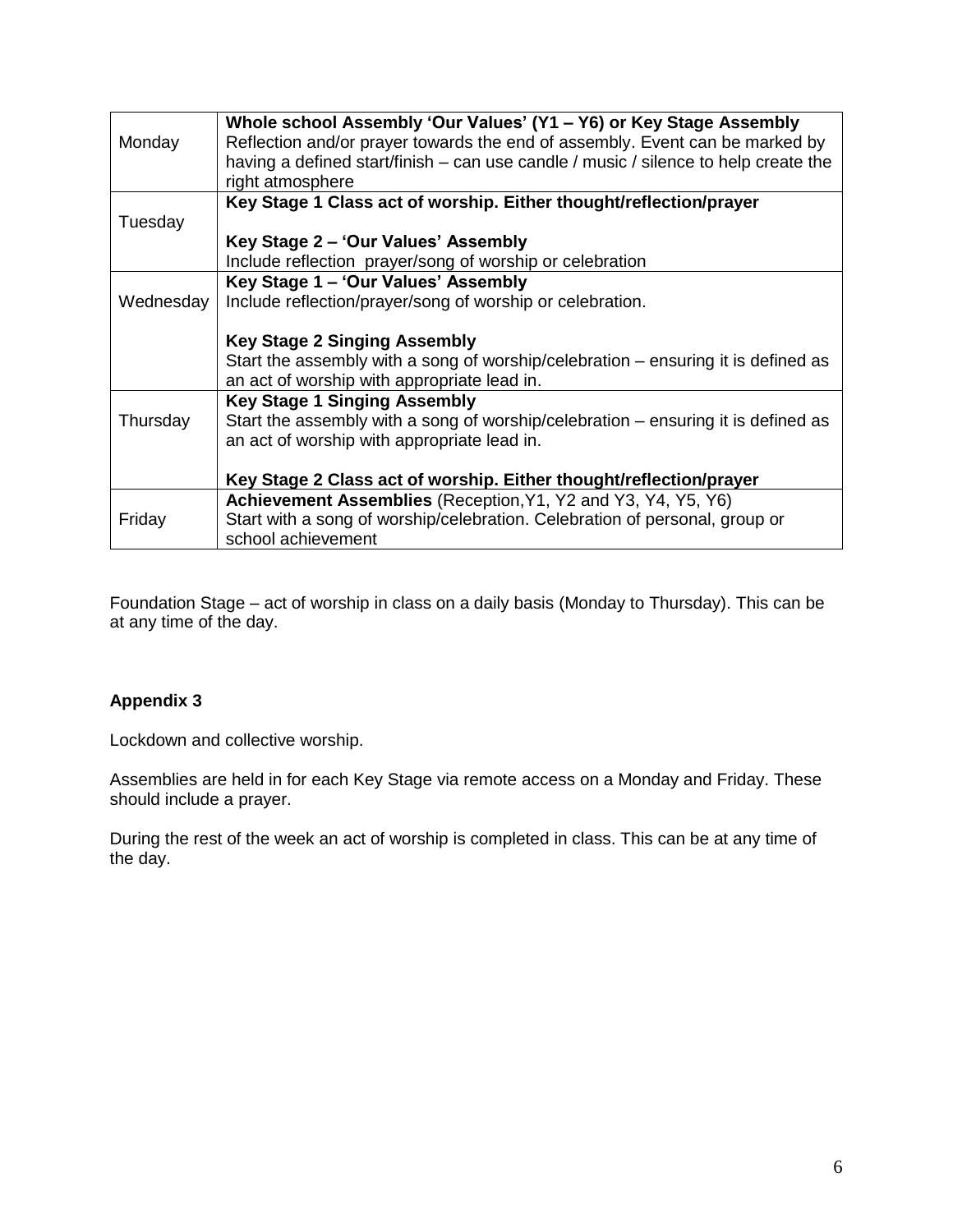| | |
|---|---|
| Monday | **Whole school Assembly 'Our Values' (Y1 – Y6) or Key Stage Assembly**<br>Reflection and/or prayer towards the end of assembly. Event can be marked by having a defined start/finish – can use candle / music / silence to help create the right atmosphere |
| Tuesday | **Key Stage 1 Class act of worship. Either thought/reflection/prayer**<br><br>**Key Stage 2 – 'Our Values' Assembly**<br>Include reflection prayer/song of worship or celebration |
| Wednesday | **Key Stage 1 – 'Our Values' Assembly**<br>Include reflection/prayer/song of worship or celebration.<br><br>**Key Stage 2 Singing Assembly**<br>Start the assembly with a song of worship/celebration – ensuring it is defined as an act of worship with appropriate lead in. |
| Thursday | **Key Stage 1 Singing Assembly**<br>Start the assembly with a song of worship/celebration – ensuring it is defined as an act of worship with appropriate lead in.<br><br>**Key Stage 2 Class act of worship. Either thought/reflection/prayer** |
| Friday | **Achievement Assemblies** (Reception,Y1, Y2 and Y3, Y4, Y5, Y6)<br>Start with a song of worship/celebration. Celebration of personal, group or school achievement |

Foundation Stage – act of worship in class on a daily basis (Monday to Thursday). This can be at any time of the day.

**Appendix 3**

Lockdown and collective worship.

Assemblies are held in for each Key Stage via remote access on a Monday and Friday. These should include a prayer.

During the rest of the week an act of worship is completed in class. This can be at any time of the day.